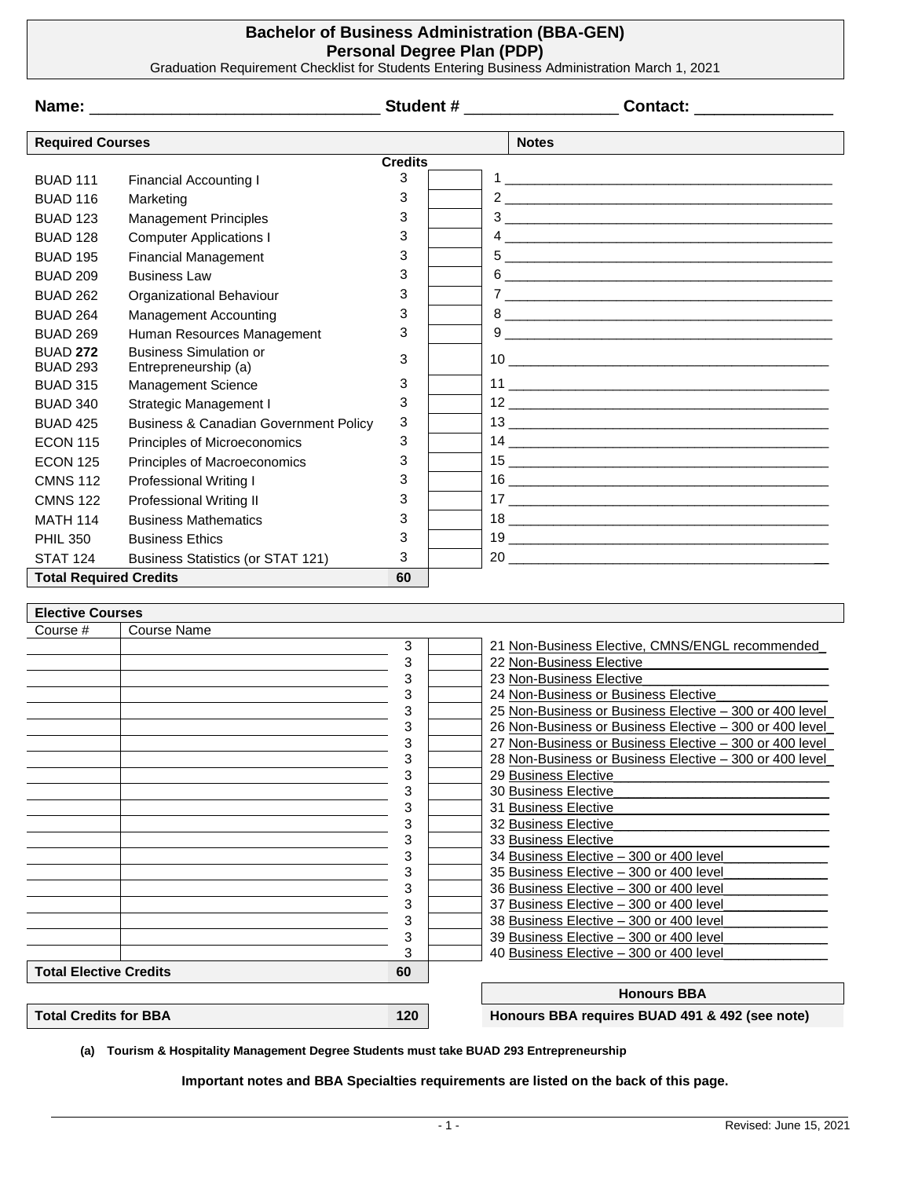# Bachelor of Business Administration (BBA-GEN)
## Personal Degree Plan (PDP)

Graduation Requirement Checklist for Students Entering Business Administration March 1, 2021

**Name:** ______________________________ **Student #** _______________ **Contact:** ______________

| Required Courses | | Credits | | Notes |
|---|---|---|---|---|
| BUAD 111 | Financial Accounting I | 3 | | 1 |
| BUAD 116 | Marketing | 3 | | 2 |
| BUAD 123 | Management Principles | 3 | | 3 |
| BUAD 128 | Computer Applications I | 3 | | 4 |
| BUAD 195 | Financial Management | 3 | | 5 |
| BUAD 209 | Business Law | 3 | | 6 |
| BUAD 262 | Organizational Behaviour | 3 | | 7 |
| BUAD 264 | Management Accounting | 3 | | 8 |
| BUAD 269 | Human Resources Management | 3 | | 9 |
| **BUAD 272** BUAD 293 | Business Simulation or Entrepreneurship (a) | 3 | | 10 |
| BUAD 315 | Management Science | 3 | | 11 |
| BUAD 340 | Strategic Management I | 3 | | 12 |
| BUAD 425 | Business & Canadian Government Policy | 3 | | 13 |
| ECON 115 | Principles of Microeconomics | 3 | | 14 |
| ECON 125 | Principles of Macroeconomics | 3 | | 15 |
| CMNS 112 | Professional Writing I | 3 | | 16 |
| CMNS 122 | Professional Writing II | 3 | | 17 |
| MATH 114 | Business Mathematics | 3 | | 18 |
| PHIL 350 | Business Ethics | 3 | | 19 |
| STAT 124 | Business Statistics (or STAT 121) | 3 | | 20 |
| **Total Required Credits** | | **60** | | |

| Elective Courses | | | | |
|---|---|---|---|---|
| Course # | Course Name | | | |
| | | 3 | | 21 Non-Business Elective, CMNS/ENGL recommended |
| | | 3 | | 22 Non-Business Elective |
| | | 3 | | 23 Non-Business Elective |
| | | 3 | | 24 Non-Business or Business Elective |
| | | 3 | | 25 Non-Business or Business Elective – 300 or 400 level |
| | | 3 | | 26 Non-Business or Business Elective – 300 or 400 level |
| | | 3 | | 27 Non-Business or Business Elective – 300 or 400 level |
| | | 3 | | 28 Non-Business or Business Elective – 300 or 400 level |
| | | 3 | | 29 Business Elective |
| | | 3 | | 30 Business Elective |
| | | 3 | | 31 Business Elective |
| | | 3 | | 32 Business Elective |
| | | 3 | | 33 Business Elective |
| | | 3 | | 34 Business Elective – 300 or 400 level |
| | | 3 | | 35 Business Elective – 300 or 400 level |
| | | 3 | | 36 Business Elective – 300 or 400 level |
| | | 3 | | 37 Business Elective – 300 or 400 level |
| | | 3 | | 38 Business Elective – 300 or 400 level |
| | | 3 | | 39 Business Elective – 300 or 400 level |
| | | 3 | | 40 Business Elective – 300 or 400 level |
| **Total Elective Credits** | | **60** | | |

| **Total Credits for BBA** | **120** |
|---|---|

| **Honours BBA** |
|---|
| **Honours BBA requires BUAD 491 & 492 (see note)** |

**(a) Tourism & Hospitality Management Degree Students must take BUAD 293 Entrepreneurship**

**Important notes and BBA Specialties requirements are listed on the back of this page.**

Revised: June 15, 2021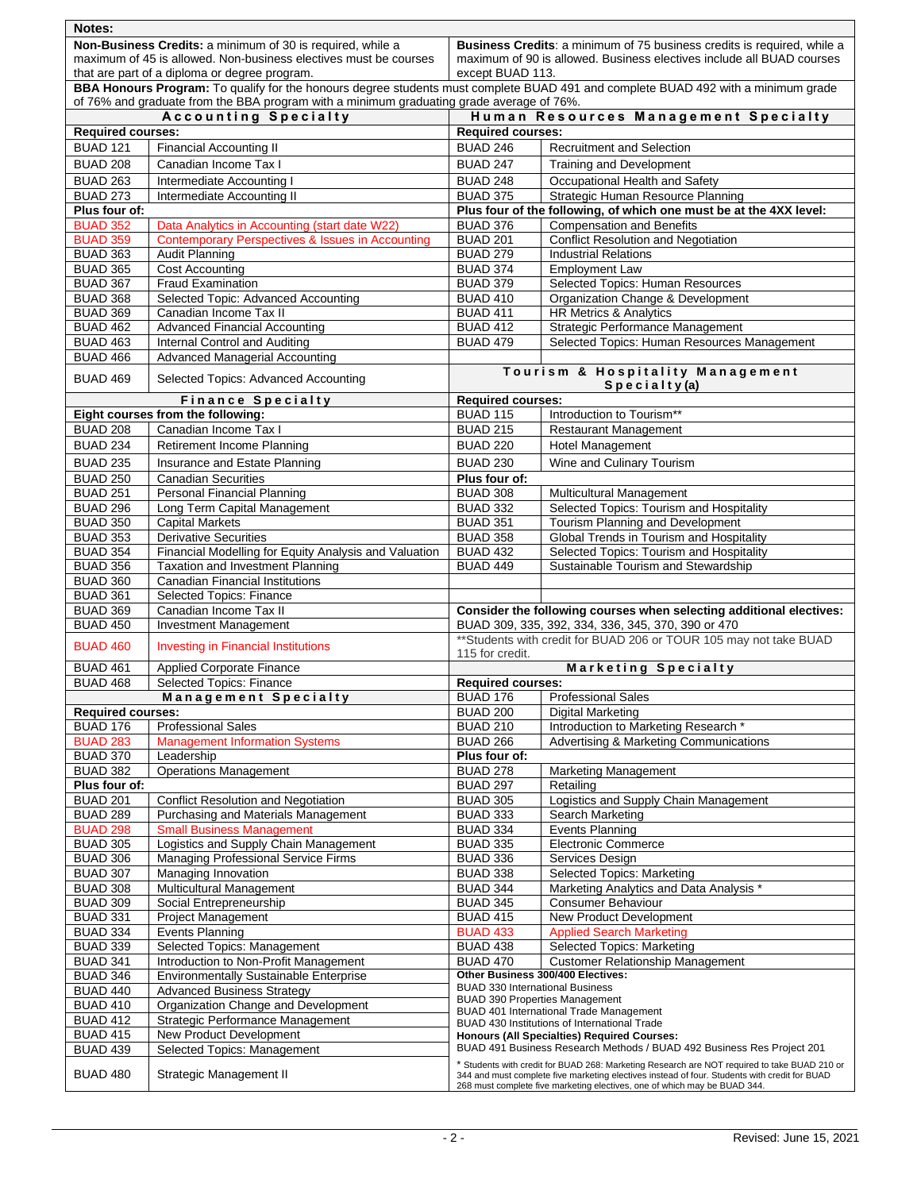**Notes:**

**Non-Business Credits:** a minimum of 30 is required, while a maximum of 45 is allowed. Non-business electives must be courses that are part of a diploma or degree program.

**Business Credits**: a minimum of 75 business credits is required, while a maximum of 90 is allowed. Business electives include all BUAD courses except BUAD 113.

**BBA Honours Program:** To qualify for the honours degree students must complete BUAD 491 and complete BUAD 492 with a minimum grade of 76% and graduate from the BBA program with a minimum graduating grade average of 76%.

## Accounting Specialty

| | |
|---|---|
| **Required courses:** | |
| BUAD 121 | Financial Accounting II |
| BUAD 208 | Canadian Income Tax I |
| BUAD 263 | Intermediate Accounting I |
| BUAD 273 | Intermediate Accounting II |
| **Plus four of:** | |
| BUAD 352 | Data Analytics in Accounting (start date W22) |
| BUAD 359 | Contemporary Perspectives & Issues in Accounting |
| BUAD 363 | Audit Planning |
| BUAD 365 | Cost Accounting |
| BUAD 367 | Fraud Examination |
| BUAD 368 | Selected Topic: Advanced Accounting |
| BUAD 369 | Canadian Income Tax II |
| BUAD 462 | Advanced Financial Accounting |
| BUAD 463 | Internal Control and Auditing |
| BUAD 466 | Advanced Managerial Accounting |
| BUAD 469 | Selected Topics: Advanced Accounting |

## Finance Specialty

| | |
|---|---|
| **Eight courses from the following:** | |
| BUAD 208 | Canadian Income Tax I |
| BUAD 234 | Retirement Income Planning |
| BUAD 235 | Insurance and Estate Planning |
| BUAD 250 | Canadian Securities |
| BUAD 251 | Personal Financial Planning |
| BUAD 296 | Long Term Capital Management |
| BUAD 350 | Capital Markets |
| BUAD 353 | Derivative Securities |
| BUAD 354 | Financial Modelling for Equity Analysis and Valuation |
| BUAD 356 | Taxation and Investment Planning |
| BUAD 360 | Canadian Financial Institutions |
| BUAD 361 | Selected Topics: Finance |
| BUAD 369 | Canadian Income Tax II |
| BUAD 450 | Investment Management |
| BUAD 460 | Investing in Financial Institutions |
| BUAD 461 | Applied Corporate Finance |
| BUAD 468 | Selected Topics: Finance |

## Management Specialty

| | |
|---|---|
| **Required courses:** | |
| BUAD 176 | Professional Sales |
| BUAD 283 | Management Information Systems |
| BUAD 370 | Leadership |
| BUAD 382 | Operations Management |
| **Plus four of:** | |
| BUAD 201 | Conflict Resolution and Negotiation |
| BUAD 289 | Purchasing and Materials Management |
| BUAD 298 | Small Business Management |
| BUAD 305 | Logistics and Supply Chain Management |
| BUAD 306 | Managing Professional Service Firms |
| BUAD 307 | Managing Innovation |
| BUAD 308 | Multicultural Management |
| BUAD 309 | Social Entrepreneurship |
| BUAD 331 | Project Management |
| BUAD 334 | Events Planning |
| BUAD 339 | Selected Topics: Management |
| BUAD 341 | Introduction to Non-Profit Management |
| BUAD 346 | Environmentally Sustainable Enterprise |
| BUAD 440 | Advanced Business Strategy |
| BUAD 410 | Organization Change and Development |
| BUAD 412 | Strategic Performance Management |
| BUAD 415 | New Product Development |
| BUAD 439 | Selected Topics: Management |
| BUAD 480 | Strategic Management II |

## Human Resources Management Specialty

| | |
|---|---|
| **Required courses:** | |
| BUAD 246 | Recruitment and Selection |
| BUAD 247 | Training and Development |
| BUAD 248 | Occupational Health and Safety |
| BUAD 375 | Strategic Human Resource Planning |
| **Plus four of the following, of which one must be at the 4XX level:** | |
| BUAD 376 | Compensation and Benefits |
| BUAD 201 | Conflict Resolution and Negotiation |
| BUAD 279 | Industrial Relations |
| BUAD 374 | Employment Law |
| BUAD 379 | Selected Topics: Human Resources |
| BUAD 410 | Organization Change & Development |
| BUAD 411 | HR Metrics & Analytics |
| BUAD 412 | Strategic Performance Management |
| BUAD 479 | Selected Topics: Human Resources Management |

## Tourism & Hospitality Management Specialty(a)

| | |
|---|---|
| **Required courses:** | |
| BUAD 115 | Introduction to Tourism** |
| BUAD 215 | Restaurant Management |
| BUAD 220 | Hotel Management |
| BUAD 230 | Wine and Culinary Tourism |
| **Plus four of:** | |
| BUAD 308 | Multicultural Management |
| BUAD 332 | Selected Topics: Tourism and Hospitality |
| BUAD 351 | Tourism Planning and Development |
| BUAD 358 | Global Trends in Tourism and Hospitality |
| BUAD 432 | Selected Topics: Tourism and Hospitality |
| BUAD 449 | Sustainable Tourism and Stewardship |

**Consider the following courses when selecting additional electives:** BUAD 309, 335, 392, 334, 336, 345, 370, 390 or 470

**Students with credit for BUAD 206 or TOUR 105 may not take BUAD 115 for credit.

## Marketing Specialty

| | |
|---|---|
| **Required courses:** | |
| BUAD 176 | Professional Sales |
| BUAD 200 | Digital Marketing |
| BUAD 210 | Introduction to Marketing Research * |
| BUAD 266 | Advertising & Marketing Communications |
| **Plus four of:** | |
| BUAD 278 | Marketing Management |
| BUAD 297 | Retailing |
| BUAD 305 | Logistics and Supply Chain Management |
| BUAD 333 | Search Marketing |
| BUAD 334 | Events Planning |
| BUAD 335 | Electronic Commerce |
| BUAD 336 | Services Design |
| BUAD 338 | Selected Topics: Marketing |
| BUAD 344 | Marketing Analytics and Data Analysis * |
| BUAD 345 | Consumer Behaviour |
| BUAD 415 | New Product Development |
| BUAD 433 | Applied Search Marketing |
| BUAD 438 | Selected Topics: Marketing |
| BUAD 470 | Customer Relationship Management |

**Other Business 300/400 Electives:**
BUAD 330 International Business
BUAD 390 Properties Management
BUAD 401 International Trade Management
BUAD 430 Institutions of International Trade

**Honours (All Specialties) Required Courses:**
BUAD 491 Business Research Methods / BUAD 492 Business Res Project 201

* Students with credit for BUAD 268: Marketing Research are NOT required to take BUAD 210 or 344 and must complete five marketing electives instead of four. Students with credit for BUAD 268 must complete five marketing electives, one of which may be BUAD 344.

Revised: June 15, 2021